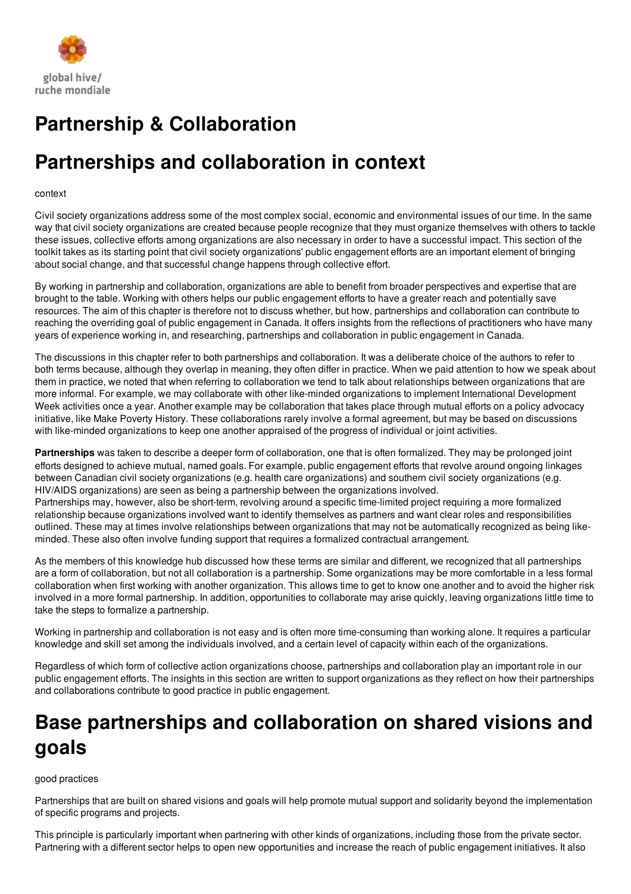global hive/
ruche mondiale

# Partnership & Collaboration

# Partnerships and collaboration in context

context

Civil society organizations address some of the most complex social, economic and environmental issues of our time. In the same way that civil society organizations are created because people recognize that they must organize themselves with others to tackle these issues, collective efforts among organizations are also necessary in order to have a successful impact. This section of the toolkit takes as its starting point that civil society organizations' public engagement efforts are an important element of bringing about social change, and that successful change happens through collective effort.

By working in partnership and collaboration, organizations are able to benefit from broader perspectives and expertise that are brought to the table. Working with others helps our public engagement efforts to have a greater reach and potentially save resources. The aim of this chapter is therefore not to discuss whether, but how, partnerships and collaboration can contribute to reaching the overriding goal of public engagement in Canada. It offers insights from the reflections of practitioners who have many years of experience working in, and researching, partnerships and collaboration in public engagement in Canada.

The discussions in this chapter refer to both partnerships and collaboration. It was a deliberate choice of the authors to refer to both terms because, although they overlap in meaning, they often differ in practice. When we paid attention to how we speak about them in practice, we noted that when referring to collaboration we tend to talk about relationships between organizations that are more informal. For example, we may collaborate with other like-minded organizations to implement International Development Week activities once a year. Another example may be collaboration that takes place through mutual efforts on a policy advocacy initiative, like Make Poverty History. These collaborations rarely involve a formal agreement, but may be based on discussions with like-minded organizations to keep one another appraised of the progress of individual or joint activities.

**Partnerships** was taken to describe a deeper form of collaboration, one that is often formalized. They may be prolonged joint efforts designed to achieve mutual, named goals. For example, public engagement efforts that revolve around ongoing linkages between Canadian civil society organizations (e.g. health care organizations) and southern civil society organizations (e.g. HIV/AIDS organizations) are seen as being a partnership between the organizations involved.
Partnerships may, however, also be short-term, revolving around a specific time-limited project requiring a more formalized relationship because organizations involved want to identify themselves as partners and want clear roles and responsibilities outlined. These may at times involve relationships between organizations that may not be automatically recognized as being like-minded. These also often involve funding support that requires a formalized contractual arrangement.

As the members of this knowledge hub discussed how these terms are similar and different, we recognized that all partnerships are a form of collaboration, but not all collaboration is a partnership. Some organizations may be more comfortable in a less formal collaboration when first working with another organization. This allows time to get to know one another and to avoid the higher risk involved in a more formal partnership. In addition, opportunities to collaborate may arise quickly, leaving organizations little time to take the steps to formalize a partnership.

Working in partnership and collaboration is not easy and is often more time-consuming than working alone. It requires a particular knowledge and skill set among the individuals involved, and a certain level of capacity within each of the organizations.

Regardless of which form of collective action organizations choose, partnerships and collaboration play an important role in our public engagement efforts. The insights in this section are written to support organizations as they reflect on how their partnerships and collaborations contribute to good practice in public engagement.

# Base partnerships and collaboration on shared visions and goals

good practices

Partnerships that are built on shared visions and goals will help promote mutual support and solidarity beyond the implementation of specific programs and projects.

This principle is particularly important when partnering with other kinds of organizations, including those from the private sector. Partnering with a different sector helps to open new opportunities and increase the reach of public engagement initiatives. It also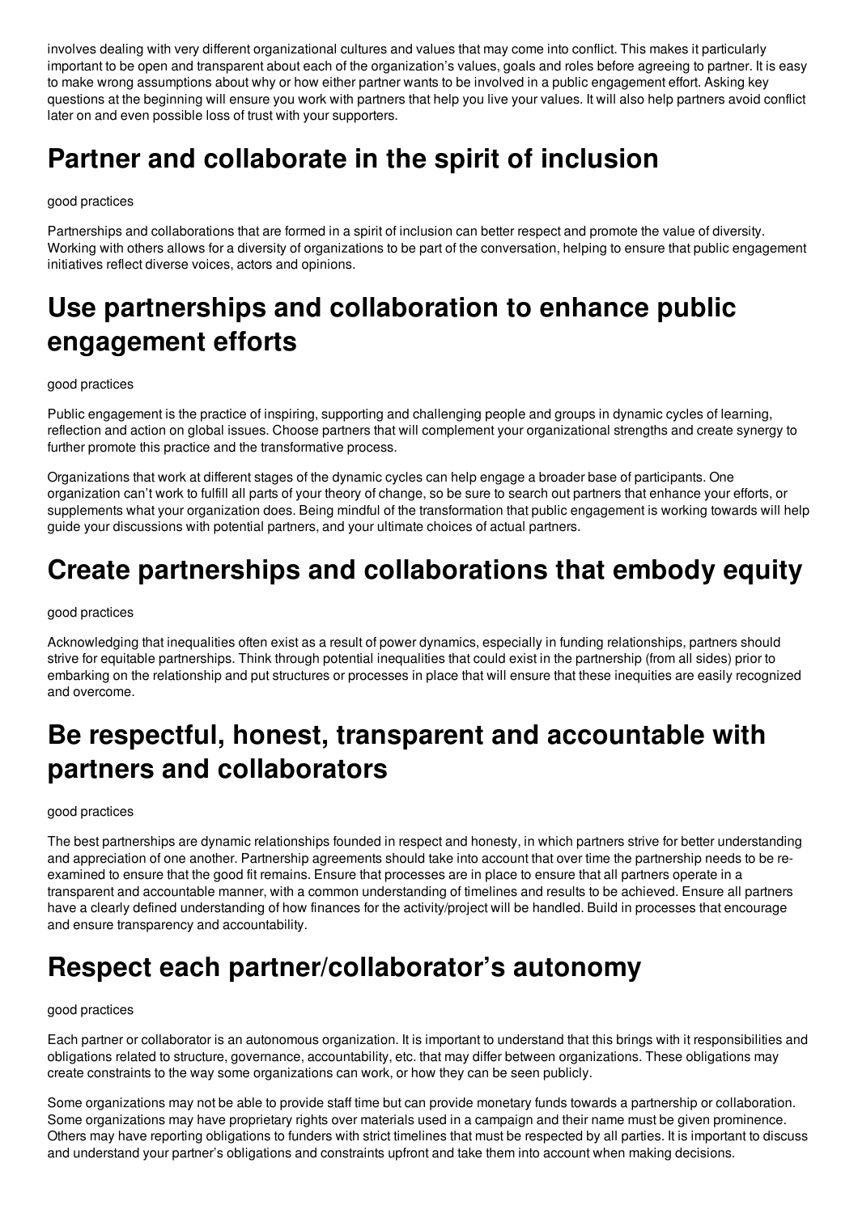involves dealing with very different organizational cultures and values that may come into conflict. This makes it particularly important to be open and transparent about each of the organization's values, goals and roles before agreeing to partner. It is easy to make wrong assumptions about why or how either partner wants to be involved in a public engagement effort. Asking key questions at the beginning will ensure you work with partners that help you live your values. It will also help partners avoid conflict later on and even possible loss of trust with your supporters.

# Partner and collaborate in the spirit of inclusion

good practices

Partnerships and collaborations that are formed in a spirit of inclusion can better respect and promote the value of diversity. Working with others allows for a diversity of organizations to be part of the conversation, helping to ensure that public engagement initiatives reflect diverse voices, actors and opinions.

# Use partnerships and collaboration to enhance public engagement efforts

good practices

Public engagement is the practice of inspiring, supporting and challenging people and groups in dynamic cycles of learning, reflection and action on global issues. Choose partners that will complement your organizational strengths and create synergy to further promote this practice and the transformative process.

Organizations that work at different stages of the dynamic cycles can help engage a broader base of participants. One organization can't work to fulfill all parts of your theory of change, so be sure to search out partners that enhance your efforts, or supplements what your organization does. Being mindful of the transformation that public engagement is working towards will help guide your discussions with potential partners, and your ultimate choices of actual partners.

# Create partnerships and collaborations that embody equity

good practices

Acknowledging that inequalities often exist as a result of power dynamics, especially in funding relationships, partners should strive for equitable partnerships. Think through potential inequalities that could exist in the partnership (from all sides) prior to embarking on the relationship and put structures or processes in place that will ensure that these inequities are easily recognized and overcome.

# Be respectful, honest, transparent and accountable with partners and collaborators

good practices

The best partnerships are dynamic relationships founded in respect and honesty, in which partners strive for better understanding and appreciation of one another. Partnership agreements should take into account that over time the partnership needs to be re-examined to ensure that the good fit remains. Ensure that processes are in place to ensure that all partners operate in a transparent and accountable manner, with a common understanding of timelines and results to be achieved. Ensure all partners have a clearly defined understanding of how finances for the activity/project will be handled. Build in processes that encourage and ensure transparency and accountability.

# Respect each partner/collaborator's autonomy

good practices

Each partner or collaborator is an autonomous organization. It is important to understand that this brings with it responsibilities and obligations related to structure, governance, accountability, etc. that may differ between organizations. These obligations may create constraints to the way some organizations can work, or how they can be seen publicly.

Some organizations may not be able to provide staff time but can provide monetary funds towards a partnership or collaboration. Some organizations may have proprietary rights over materials used in a campaign and their name must be given prominence. Others may have reporting obligations to funders with strict timelines that must be respected by all parties. It is important to discuss and understand your partner's obligations and constraints upfront and take them into account when making decisions.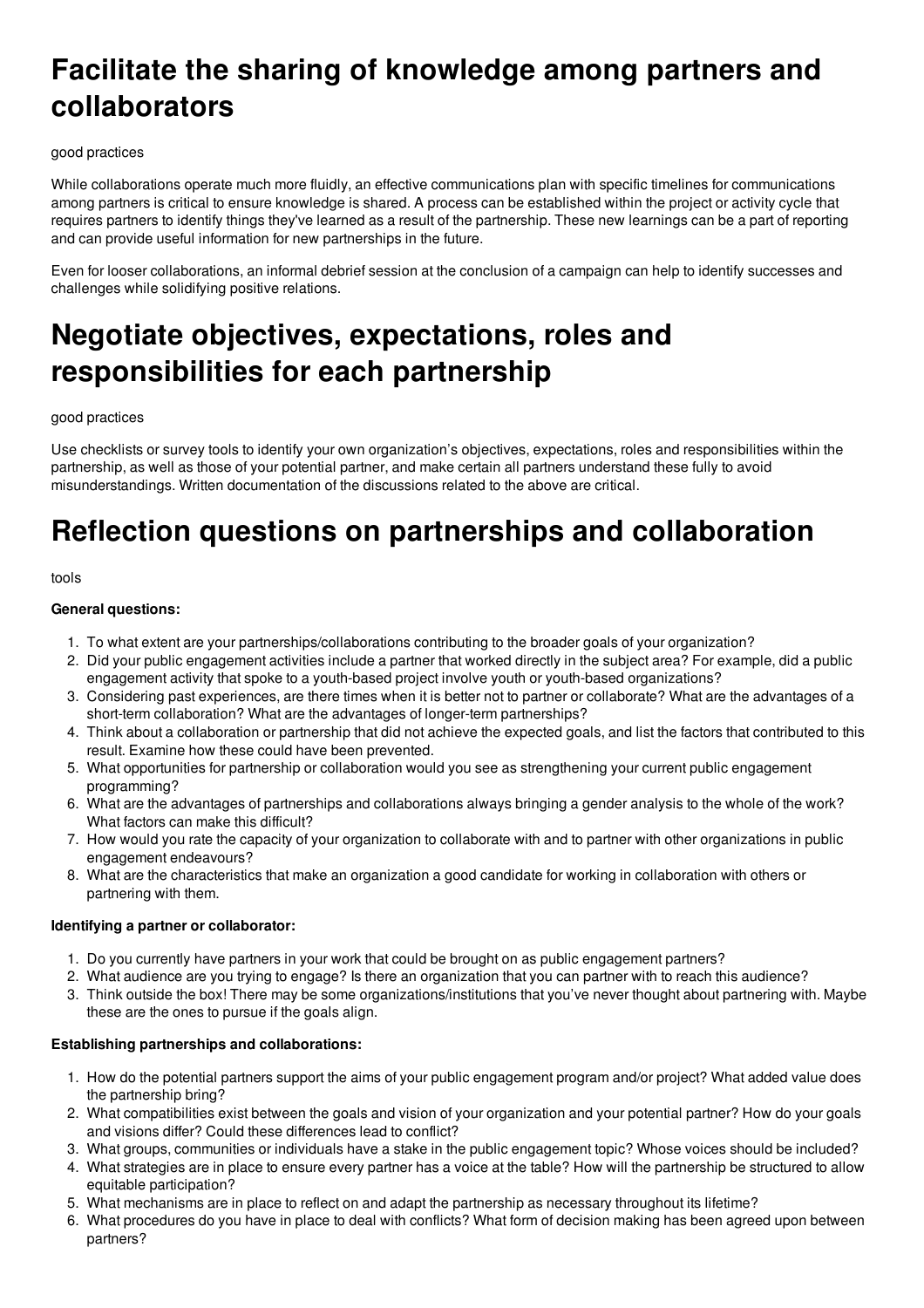# Facilitate the sharing of knowledge among partners and collaborators

good practices

While collaborations operate much more fluidly, an effective communications plan with specific timelines for communications among partners is critical to ensure knowledge is shared. A process can be established within the project or activity cycle that requires partners to identify things they've learned as a result of the partnership. These new learnings can be a part of reporting and can provide useful information for new partnerships in the future.

Even for looser collaborations, an informal debrief session at the conclusion of a campaign can help to identify successes and challenges while solidifying positive relations.

# Negotiate objectives, expectations, roles and responsibilities for each partnership

good practices

Use checklists or survey tools to identify your own organization's objectives, expectations, roles and responsibilities within the partnership, as well as those of your potential partner, and make certain all partners understand these fully to avoid misunderstandings. Written documentation of the discussions related to the above are critical.

# Reflection questions on partnerships and collaboration

tools

**General questions:**

1. To what extent are your partnerships/collaborations contributing to the broader goals of your organization?
2. Did your public engagement activities include a partner that worked directly in the subject area? For example, did a public engagement activity that spoke to a youth-based project involve youth or youth-based organizations?
3. Considering past experiences, are there times when it is better not to partner or collaborate? What are the advantages of a short-term collaboration? What are the advantages of longer-term partnerships?
4. Think about a collaboration or partnership that did not achieve the expected goals, and list the factors that contributed to this result. Examine how these could have been prevented.
5. What opportunities for partnership or collaboration would you see as strengthening your current public engagement programming?
6. What are the advantages of partnerships and collaborations always bringing a gender analysis to the whole of the work? What factors can make this difficult?
7. How would you rate the capacity of your organization to collaborate with and to partner with other organizations in public engagement endeavours?
8. What are the characteristics that make an organization a good candidate for working in collaboration with others or partnering with them.

**Identifying a partner or collaborator:**

1. Do you currently have partners in your work that could be brought on as public engagement partners?
2. What audience are you trying to engage? Is there an organization that you can partner with to reach this audience?
3. Think outside the box! There may be some organizations/institutions that you've never thought about partnering with. Maybe these are the ones to pursue if the goals align.

**Establishing partnerships and collaborations:**

1. How do the potential partners support the aims of your public engagement program and/or project? What added value does the partnership bring?
2. What compatibilities exist between the goals and vision of your organization and your potential partner? How do your goals and visions differ? Could these differences lead to conflict?
3. What groups, communities or individuals have a stake in the public engagement topic? Whose voices should be included?
4. What strategies are in place to ensure every partner has a voice at the table? How will the partnership be structured to allow equitable participation?
5. What mechanisms are in place to reflect on and adapt the partnership as necessary throughout its lifetime?
6. What procedures do you have in place to deal with conflicts? What form of decision making has been agreed upon between partners?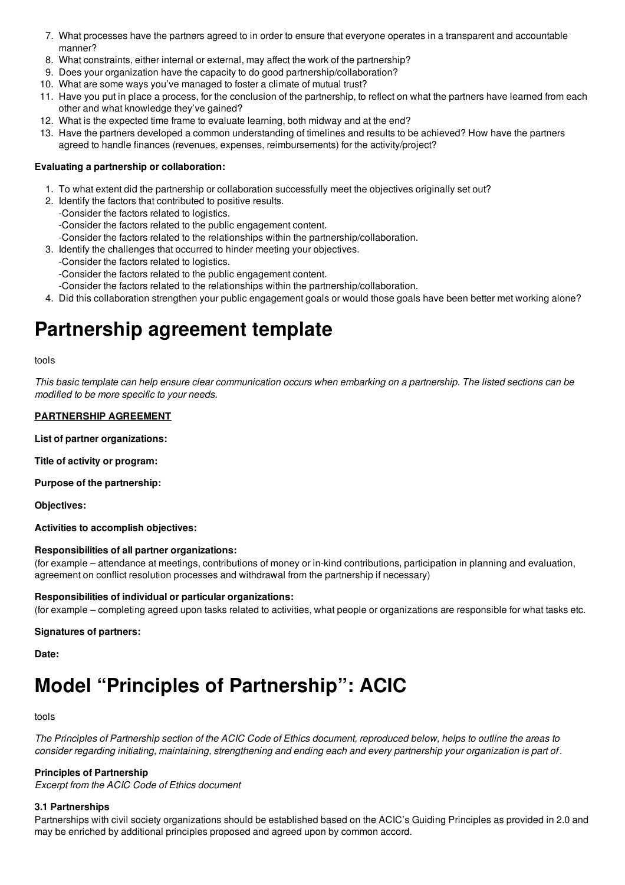7. What processes have the partners agreed to in order to ensure that everyone operates in a transparent and accountable manner?
8. What constraints, either internal or external, may affect the work of the partnership?
9. Does your organization have the capacity to do good partnership/collaboration?
10. What are some ways you've managed to foster a climate of mutual trust?
11. Have you put in place a process, for the conclusion of the partnership, to reflect on what the partners have learned from each other and what knowledge they've gained?
12. What is the expected time frame to evaluate learning, both midway and at the end?
13. Have the partners developed a common understanding of timelines and results to be achieved? How have the partners agreed to handle finances (revenues, expenses, reimbursements) for the activity/project?

**Evaluating a partnership or collaboration:**

1. To what extent did the partnership or collaboration successfully meet the objectives originally set out?
2. Identify the factors that contributed to positive results.
   -Consider the factors related to logistics.
   -Consider the factors related to the public engagement content.
   -Consider the factors related to the relationships within the partnership/collaboration.
3. Identify the challenges that occurred to hinder meeting your objectives.
   -Consider the factors related to logistics.
   -Consider the factors related to the public engagement content.
   -Consider the factors related to the relationships within the partnership/collaboration.
4. Did this collaboration strengthen your public engagement goals or would those goals have been better met working alone?

# Partnership agreement template

tools

*This basic template can help ensure clear communication occurs when embarking on a partnership. The listed sections can be modified to be more specific to your needs.*

**PARTNERSHIP AGREEMENT**

**List of partner organizations:**

**Title of activity or program:**

**Purpose of the partnership:**

**Objectives:**

**Activities to accomplish objectives:**

**Responsibilities of all partner organizations:**
(for example – attendance at meetings, contributions of money or in-kind contributions, participation in planning and evaluation, agreement on conflict resolution processes and withdrawal from the partnership if necessary)

**Responsibilities of individual or particular organizations:**
(for example – completing agreed upon tasks related to activities, what people or organizations are responsible for what tasks etc.

**Signatures of partners:**

**Date:**

# Model "Principles of Partnership": ACIC

tools

*The Principles of Partnership section of the ACIC Code of Ethics document, reproduced below, helps to outline the areas to consider regarding initiating, maintaining, strengthening and ending each and every partnership your organization is part of.*

**Principles of Partnership**
*Excerpt from the ACIC Code of Ethics document*

**3.1 Partnerships**
Partnerships with civil society organizations should be established based on the ACIC's Guiding Principles as provided in 2.0 and may be enriched by additional principles proposed and agreed upon by common accord.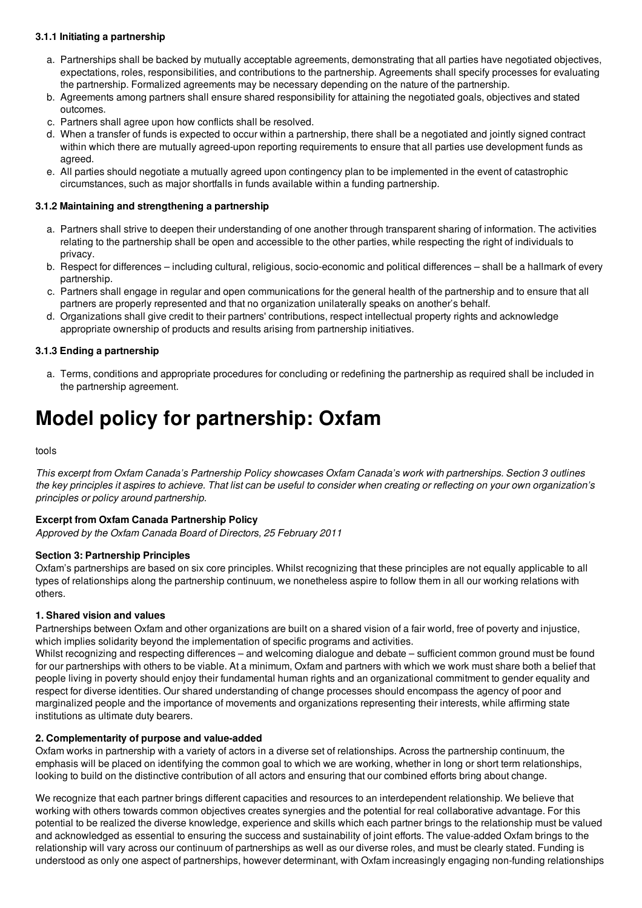#### 3.1.1 Initiating a partnership

a. Partnerships shall be backed by mutually acceptable agreements, demonstrating that all parties have negotiated objectives, expectations, roles, responsibilities, and contributions to the partnership. Agreements shall specify processes for evaluating the partnership. Formalized agreements may be necessary depending on the nature of the partnership.
b. Agreements among partners shall ensure shared responsibility for attaining the negotiated goals, objectives and stated outcomes.
c. Partners shall agree upon how conflicts shall be resolved.
d. When a transfer of funds is expected to occur within a partnership, there shall be a negotiated and jointly signed contract within which there are mutually agreed-upon reporting requirements to ensure that all parties use development funds as agreed.
e. All parties should negotiate a mutually agreed upon contingency plan to be implemented in the event of catastrophic circumstances, such as major shortfalls in funds available within a funding partnership.

#### 3.1.2 Maintaining and strengthening a partnership

a. Partners shall strive to deepen their understanding of one another through transparent sharing of information. The activities relating to the partnership shall be open and accessible to the other parties, while respecting the right of individuals to privacy.
b. Respect for differences – including cultural, religious, socio-economic and political differences – shall be a hallmark of every partnership.
c. Partners shall engage in regular and open communications for the general health of the partnership and to ensure that all partners are properly represented and that no organization unilaterally speaks on another's behalf.
d. Organizations shall give credit to their partners' contributions, respect intellectual property rights and acknowledge appropriate ownership of products and results arising from partnership initiatives.

#### 3.1.3 Ending a partnership

a. Terms, conditions and appropriate procedures for concluding or redefining the partnership as required shall be included in the partnership agreement.

# Model policy for partnership: Oxfam

tools

*This excerpt from Oxfam Canada's Partnership Policy showcases Oxfam Canada's work with partnerships. Section 3 outlines the key principles it aspires to achieve. That list can be useful to consider when creating or reflecting on your own organization's principles or policy around partnership.*

**Excerpt from Oxfam Canada Partnership Policy**
*Approved by the Oxfam Canada Board of Directors, 25 February 2011*

**Section 3: Partnership Principles**
Oxfam's partnerships are based on six core principles. Whilst recognizing that these principles are not equally applicable to all types of relationships along the partnership continuum, we nonetheless aspire to follow them in all our working relations with others.

**1. Shared vision and values**
Partnerships between Oxfam and other organizations are built on a shared vision of a fair world, free of poverty and injustice, which implies solidarity beyond the implementation of specific programs and activities.
Whilst recognizing and respecting differences – and welcoming dialogue and debate – sufficient common ground must be found for our partnerships with others to be viable. At a minimum, Oxfam and partners with which we work must share both a belief that people living in poverty should enjoy their fundamental human rights and an organizational commitment to gender equality and respect for diverse identities. Our shared understanding of change processes should encompass the agency of poor and marginalized people and the importance of movements and organizations representing their interests, while affirming state institutions as ultimate duty bearers.

**2. Complementarity of purpose and value-added**
Oxfam works in partnership with a variety of actors in a diverse set of relationships. Across the partnership continuum, the emphasis will be placed on identifying the common goal to which we are working, whether in long or short term relationships, looking to build on the distinctive contribution of all actors and ensuring that our combined efforts bring about change.

We recognize that each partner brings different capacities and resources to an interdependent relationship. We believe that working with others towards common objectives creates synergies and the potential for real collaborative advantage. For this potential to be realized the diverse knowledge, experience and skills which each partner brings to the relationship must be valued and acknowledged as essential to ensuring the success and sustainability of joint efforts. The value-added Oxfam brings to the relationship will vary across our continuum of partnerships as well as our diverse roles, and must be clearly stated. Funding is understood as only one aspect of partnerships, however determinant, with Oxfam increasingly engaging non-funding relationships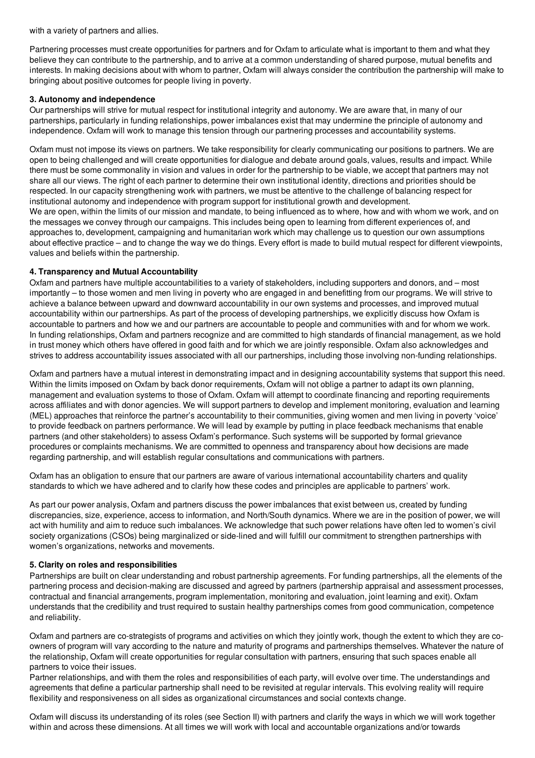with a variety of partners and allies.

Partnering processes must create opportunities for partners and for Oxfam to articulate what is important to them and what they believe they can contribute to the partnership, and to arrive at a common understanding of shared purpose, mutual benefits and interests. In making decisions about with whom to partner, Oxfam will always consider the contribution the partnership will make to bringing about positive outcomes for people living in poverty.

**3. Autonomy and independence**

Our partnerships will strive for mutual respect for institutional integrity and autonomy. We are aware that, in many of our partnerships, particularly in funding relationships, power imbalances exist that may undermine the principle of autonomy and independence. Oxfam will work to manage this tension through our partnering processes and accountability systems.

Oxfam must not impose its views on partners. We take responsibility for clearly communicating our positions to partners. We are open to being challenged and will create opportunities for dialogue and debate around goals, values, results and impact. While there must be some commonality in vision and values in order for the partnership to be viable, we accept that partners may not share all our views. The right of each partner to determine their own institutional identity, directions and priorities should be respected. In our capacity strengthening work with partners, we must be attentive to the challenge of balancing respect for institutional autonomy and independence with program support for institutional growth and development.

We are open, within the limits of our mission and mandate, to being influenced as to where, how and with whom we work, and on the messages we convey through our campaigns. This includes being open to learning from different experiences of, and approaches to, development, campaigning and humanitarian work which may challenge us to question our own assumptions about effective practice – and to change the way we do things. Every effort is made to build mutual respect for different viewpoints, values and beliefs within the partnership.

**4. Transparency and Mutual Accountability**

Oxfam and partners have multiple accountabilities to a variety of stakeholders, including supporters and donors, and – most importantly – to those women and men living in poverty who are engaged in and benefitting from our programs. We will strive to achieve a balance between upward and downward accountability in our own systems and processes, and improved mutual accountability within our partnerships. As part of the process of developing partnerships, we explicitly discuss how Oxfam is accountable to partners and how we and our partners are accountable to people and communities with and for whom we work. In funding relationships, Oxfam and partners recognize and are committed to high standards of financial management, as we hold in trust money which others have offered in good faith and for which we are jointly responsible. Oxfam also acknowledges and strives to address accountability issues associated with all our partnerships, including those involving non-funding relationships.

Oxfam and partners have a mutual interest in demonstrating impact and in designing accountability systems that support this need. Within the limits imposed on Oxfam by back donor requirements, Oxfam will not oblige a partner to adapt its own planning, management and evaluation systems to those of Oxfam. Oxfam will attempt to coordinate financing and reporting requirements across affiliates and with donor agencies. We will support partners to develop and implement monitoring, evaluation and learning (MEL) approaches that reinforce the partner's accountability to their communities, giving women and men living in poverty 'voice' to provide feedback on partners performance. We will lead by example by putting in place feedback mechanisms that enable partners (and other stakeholders) to assess Oxfam's performance. Such systems will be supported by formal grievance procedures or complaints mechanisms. We are committed to openness and transparency about how decisions are made regarding partnership, and will establish regular consultations and communications with partners.

Oxfam has an obligation to ensure that our partners are aware of various international accountability charters and quality standards to which we have adhered and to clarify how these codes and principles are applicable to partners' work.

As part our power analysis, Oxfam and partners discuss the power imbalances that exist between us, created by funding discrepancies, size, experience, access to information, and North/South dynamics. Where we are in the position of power, we will act with humility and aim to reduce such imbalances. We acknowledge that such power relations have often led to women's civil society organizations (CSOs) being marginalized or side-lined and will fulfill our commitment to strengthen partnerships with women's organizations, networks and movements.

**5. Clarity on roles and responsibilities**

Partnerships are built on clear understanding and robust partnership agreements. For funding partnerships, all the elements of the partnering process and decision-making are discussed and agreed by partners (partnership appraisal and assessment processes, contractual and financial arrangements, program implementation, monitoring and evaluation, joint learning and exit). Oxfam understands that the credibility and trust required to sustain healthy partnerships comes from good communication, competence and reliability.

Oxfam and partners are co-strategists of programs and activities on which they jointly work, though the extent to which they are co-owners of program will vary according to the nature and maturity of programs and partnerships themselves. Whatever the nature of the relationship, Oxfam will create opportunities for regular consultation with partners, ensuring that such spaces enable all partners to voice their issues.

Partner relationships, and with them the roles and responsibilities of each party, will evolve over time. The understandings and agreements that define a particular partnership shall need to be revisited at regular intervals. This evolving reality will require flexibility and responsiveness on all sides as organizational circumstances and social contexts change.

Oxfam will discuss its understanding of its roles (see Section II) with partners and clarify the ways in which we will work together within and across these dimensions. At all times we will work with local and accountable organizations and/or towards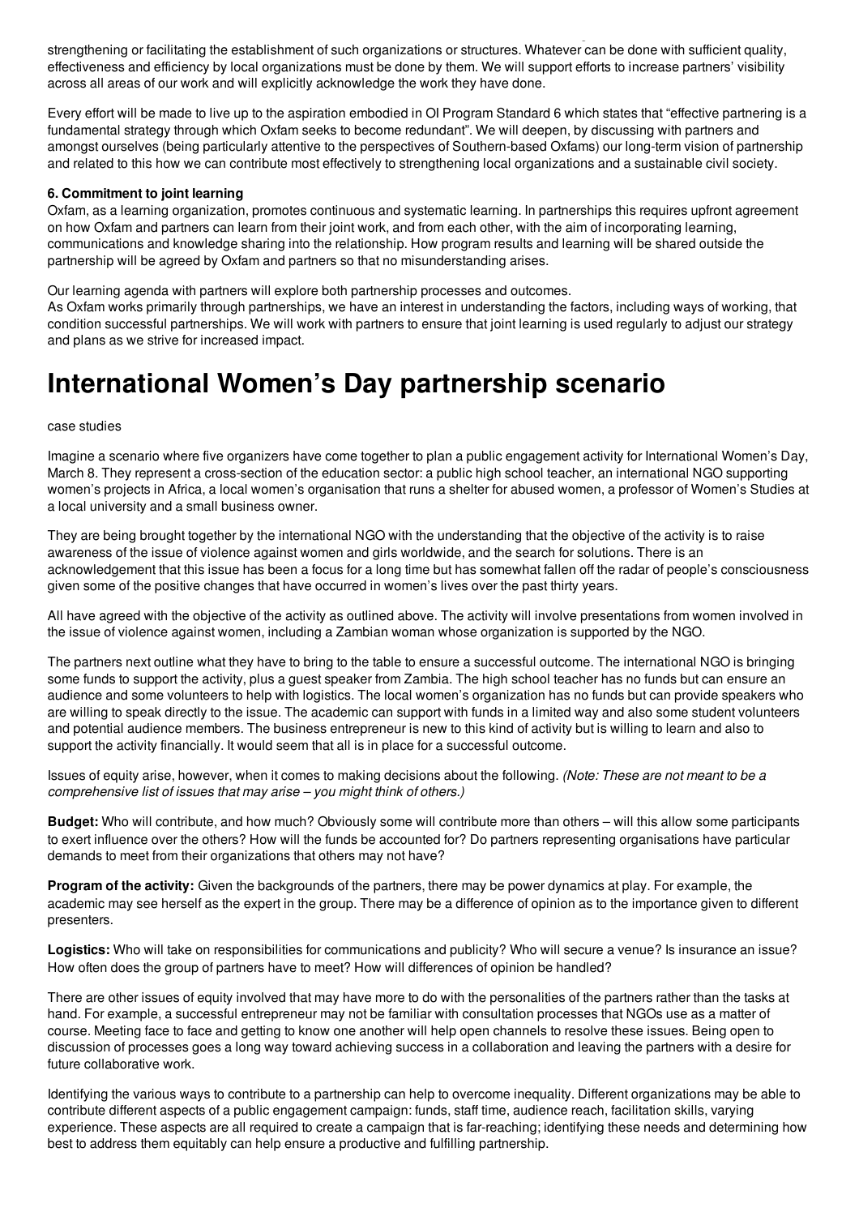strengthening or facilitating the establishment of such organizations or structures. Whatever can be done with sufficient quality, effectiveness and efficiency by local organizations must be done by them. We will support efforts to increase partners' visibility across all areas of our work and will explicitly acknowledge the work they have done.

Every effort will be made to live up to the aspiration embodied in OI Program Standard 6 which states that "effective partnering is a fundamental strategy through which Oxfam seeks to become redundant". We will deepen, by discussing with partners and amongst ourselves (being particularly attentive to the perspectives of Southern-based Oxfams) our long-term vision of partnership and related to this how we can contribute most effectively to strengthening local organizations and a sustainable civil society.

**6. Commitment to joint learning**

Oxfam, as a learning organization, promotes continuous and systematic learning. In partnerships this requires upfront agreement on how Oxfam and partners can learn from their joint work, and from each other, with the aim of incorporating learning, communications and knowledge sharing into the relationship. How program results and learning will be shared outside the partnership will be agreed by Oxfam and partners so that no misunderstanding arises.

Our learning agenda with partners will explore both partnership processes and outcomes.

As Oxfam works primarily through partnerships, we have an interest in understanding the factors, including ways of working, that condition successful partnerships. We will work with partners to ensure that joint learning is used regularly to adjust our strategy and plans as we strive for increased impact.

# International Women's Day partnership scenario

case studies

Imagine a scenario where five organizers have come together to plan a public engagement activity for International Women's Day, March 8. They represent a cross-section of the education sector: a public high school teacher, an international NGO supporting women's projects in Africa, a local women's organisation that runs a shelter for abused women, a professor of Women's Studies at a local university and a small business owner.

They are being brought together by the international NGO with the understanding that the objective of the activity is to raise awareness of the issue of violence against women and girls worldwide, and the search for solutions. There is an acknowledgement that this issue has been a focus for a long time but has somewhat fallen off the radar of people's consciousness given some of the positive changes that have occurred in women's lives over the past thirty years.

All have agreed with the objective of the activity as outlined above. The activity will involve presentations from women involved in the issue of violence against women, including a Zambian woman whose organization is supported by the NGO.

The partners next outline what they have to bring to the table to ensure a successful outcome. The international NGO is bringing some funds to support the activity, plus a guest speaker from Zambia. The high school teacher has no funds but can ensure an audience and some volunteers to help with logistics. The local women's organization has no funds but can provide speakers who are willing to speak directly to the issue. The academic can support with funds in a limited way and also some student volunteers and potential audience members. The business entrepreneur is new to this kind of activity but is willing to learn and also to support the activity financially. It would seem that all is in place for a successful outcome.

Issues of equity arise, however, when it comes to making decisions about the following. *(Note: These are not meant to be a comprehensive list of issues that may arise – you might think of others.)*

**Budget:** Who will contribute, and how much? Obviously some will contribute more than others – will this allow some participants to exert influence over the others? How will the funds be accounted for? Do partners representing organisations have particular demands to meet from their organizations that others may not have?

**Program of the activity:** Given the backgrounds of the partners, there may be power dynamics at play. For example, the academic may see herself as the expert in the group. There may be a difference of opinion as to the importance given to different presenters.

**Logistics:** Who will take on responsibilities for communications and publicity? Who will secure a venue? Is insurance an issue? How often does the group of partners have to meet? How will differences of opinion be handled?

There are other issues of equity involved that may have more to do with the personalities of the partners rather than the tasks at hand. For example, a successful entrepreneur may not be familiar with consultation processes that NGOs use as a matter of course. Meeting face to face and getting to know one another will help open channels to resolve these issues. Being open to discussion of processes goes a long way toward achieving success in a collaboration and leaving the partners with a desire for future collaborative work.

Identifying the various ways to contribute to a partnership can help to overcome inequality. Different organizations may be able to contribute different aspects of a public engagement campaign: funds, staff time, audience reach, facilitation skills, varying experience. These aspects are all required to create a campaign that is far-reaching; identifying these needs and determining how best to address them equitably can help ensure a productive and fulfilling partnership.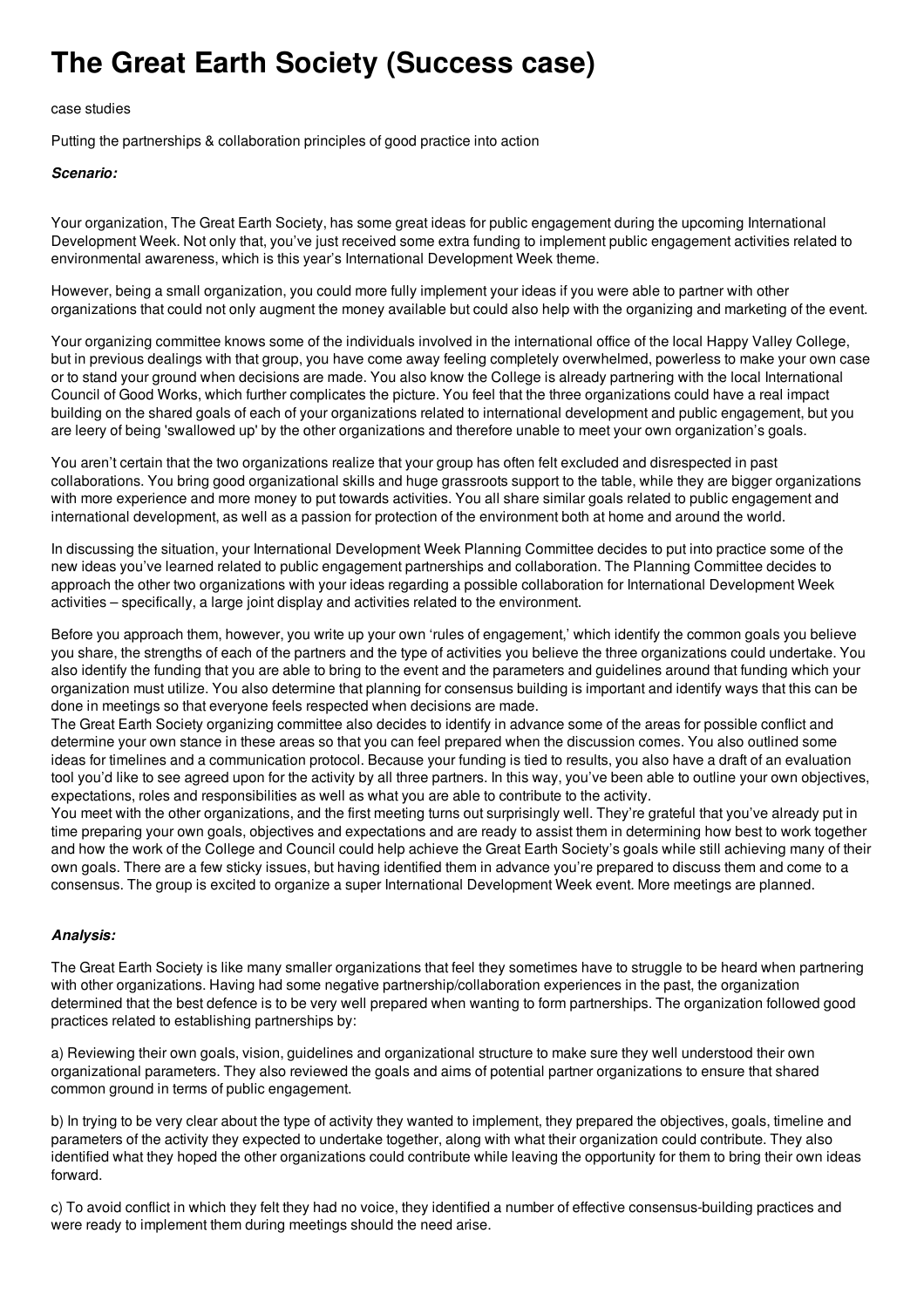# The Great Earth Society (Success case)

case studies

Putting the partnerships & collaboration principles of good practice into action

***Scenario:***

Your organization, The Great Earth Society, has some great ideas for public engagement during the upcoming International Development Week. Not only that, you've just received some extra funding to implement public engagement activities related to environmental awareness, which is this year's International Development Week theme.

However, being a small organization, you could more fully implement your ideas if you were able to partner with other organizations that could not only augment the money available but could also help with the organizing and marketing of the event.

Your organizing committee knows some of the individuals involved in the international office of the local Happy Valley College, but in previous dealings with that group, you have come away feeling completely overwhelmed, powerless to make your own case or to stand your ground when decisions are made. You also know the College is already partnering with the local International Council of Good Works, which further complicates the picture. You feel that the three organizations could have a real impact building on the shared goals of each of your organizations related to international development and public engagement, but you are leery of being 'swallowed up' by the other organizations and therefore unable to meet your own organization's goals.

You aren't certain that the two organizations realize that your group has often felt excluded and disrespected in past collaborations. You bring good organizational skills and huge grassroots support to the table, while they are bigger organizations with more experience and more money to put towards activities. You all share similar goals related to public engagement and international development, as well as a passion for protection of the environment both at home and around the world.

In discussing the situation, your International Development Week Planning Committee decides to put into practice some of the new ideas you've learned related to public engagement partnerships and collaboration. The Planning Committee decides to approach the other two organizations with your ideas regarding a possible collaboration for International Development Week activities – specifically, a large joint display and activities related to the environment.

Before you approach them, however, you write up your own 'rules of engagement,' which identify the common goals you believe you share, the strengths of each of the partners and the type of activities you believe the three organizations could undertake. You also identify the funding that you are able to bring to the event and the parameters and guidelines around that funding which your organization must utilize. You also determine that planning for consensus building is important and identify ways that this can be done in meetings so that everyone feels respected when decisions are made.
The Great Earth Society organizing committee also decides to identify in advance some of the areas for possible conflict and determine your own stance in these areas so that you can feel prepared when the discussion comes. You also outlined some ideas for timelines and a communication protocol. Because your funding is tied to results, you also have a draft of an evaluation tool you'd like to see agreed upon for the activity by all three partners. In this way, you've been able to outline your own objectives, expectations, roles and responsibilities as well as what you are able to contribute to the activity.
You meet with the other organizations, and the first meeting turns out surprisingly well. They're grateful that you've already put in time preparing your own goals, objectives and expectations and are ready to assist them in determining how best to work together and how the work of the College and Council could help achieve the Great Earth Society's goals while still achieving many of their own goals. There are a few sticky issues, but having identified them in advance you're prepared to discuss them and come to a consensus. The group is excited to organize a super International Development Week event. More meetings are planned.

***Analysis:***

The Great Earth Society is like many smaller organizations that feel they sometimes have to struggle to be heard when partnering with other organizations. Having had some negative partnership/collaboration experiences in the past, the organization determined that the best defence is to be very well prepared when wanting to form partnerships. The organization followed good practices related to establishing partnerships by:

a) Reviewing their own goals, vision, guidelines and organizational structure to make sure they well understood their own organizational parameters. They also reviewed the goals and aims of potential partner organizations to ensure that shared common ground in terms of public engagement.

b) In trying to be very clear about the type of activity they wanted to implement, they prepared the objectives, goals, timeline and parameters of the activity they expected to undertake together, along with what their organization could contribute. They also identified what they hoped the other organizations could contribute while leaving the opportunity for them to bring their own ideas forward.

c) To avoid conflict in which they felt they had no voice, they identified a number of effective consensus-building practices and were ready to implement them during meetings should the need arise.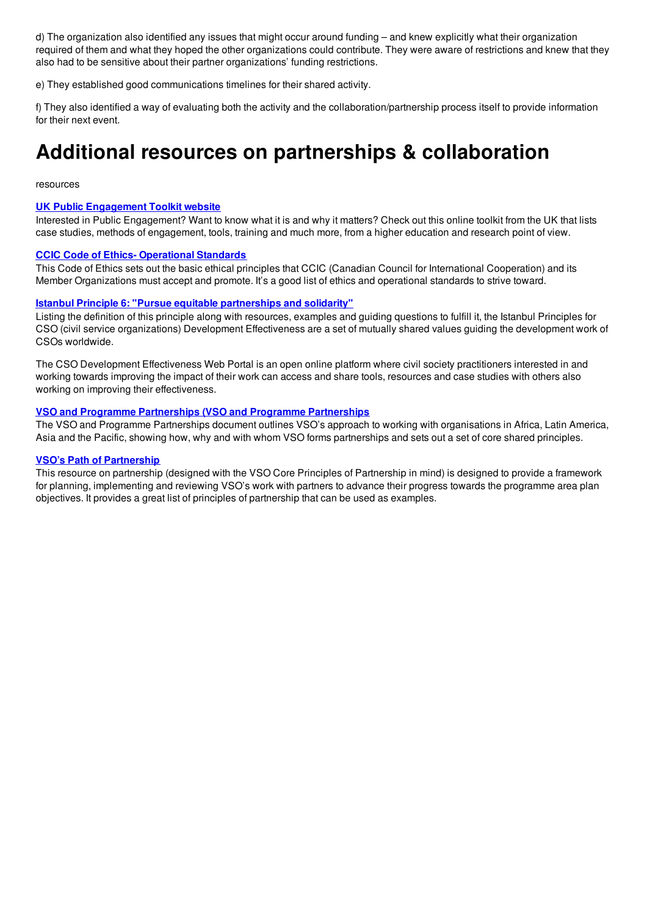d) The organization also identified any issues that might occur around funding – and knew explicitly what their organization required of them and what they hoped the other organizations could contribute. They were aware of restrictions and knew that they also had to be sensitive about their partner organizations' funding restrictions.

e) They established good communications timelines for their shared activity.

f) They also identified a way of evaluating both the activity and the collaboration/partnership process itself to provide information for their next event.

# Additional resources on partnerships & collaboration

resources

**UK Public Engagement Toolkit website**
Interested in Public Engagement? Want to know what it is and why it matters? Check out this online toolkit from the UK that lists case studies, methods of engagement, tools, training and much more, from a higher education and research point of view.

**CCIC Code of Ethics- Operational Standards**
This Code of Ethics sets out the basic ethical principles that CCIC (Canadian Council for International Cooperation) and its Member Organizations must accept and promote. It's a good list of ethics and operational standards to strive toward.

**Istanbul Principle 6: "Pursue equitable partnerships and solidarity"**
Listing the definition of this principle along with resources, examples and guiding questions to fulfill it, the Istanbul Principles for CSO (civil service organizations) Development Effectiveness are a set of mutually shared values guiding the development work of CSOs worldwide.

The CSO Development Effectiveness Web Portal is an open online platform where civil society practitioners interested in and working towards improving the impact of their work can access and share tools, resources and case studies with others also working on improving their effectiveness.

**VSO and Programme Partnerships (VSO and Programme Partnerships**
The VSO and Programme Partnerships document outlines VSO's approach to working with organisations in Africa, Latin America, Asia and the Pacific, showing how, why and with whom VSO forms partnerships and sets out a set of core shared principles.

**VSO's Path of Partnership**
This resource on partnership (designed with the VSO Core Principles of Partnership in mind) is designed to provide a framework for planning, implementing and reviewing VSO's work with partners to advance their progress towards the programme area plan objectives. It provides a great list of principles of partnership that can be used as examples.